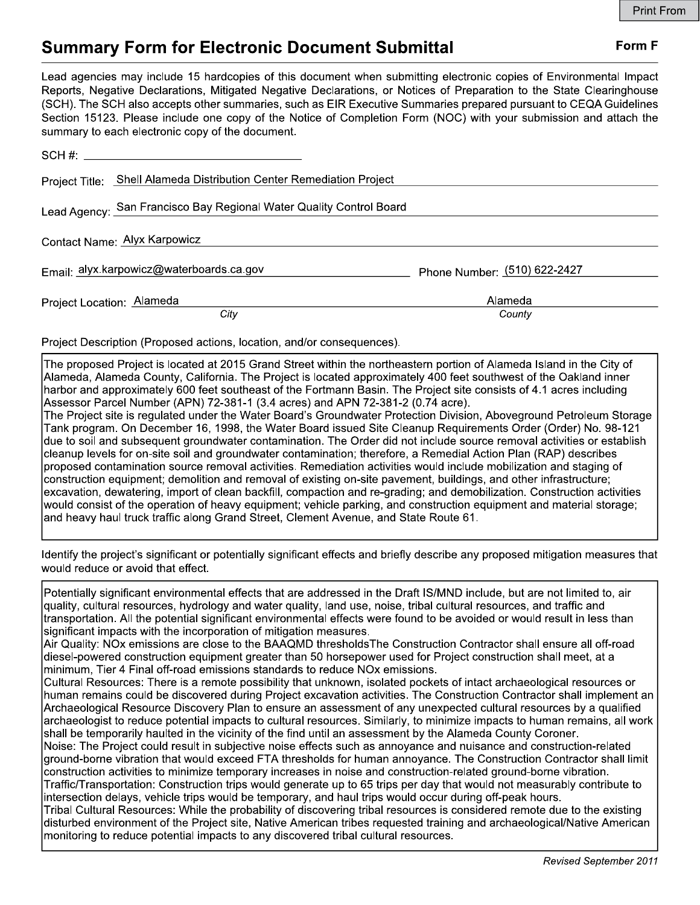## Summary Form for Electronic Document Submittal

**Form F**

Lead agencies may include 15 hardcopies of this document when submitting electronic copies of Environmental Impact Reports, Negative Declarations, Mitigated Negative Declarations, or Notices of Preparation to the State Clearinghouse (SCH). The SCH also accepts other summaries, such as EIR Executive Summaries prepared pursuant to CEQA Guidelines Section 15123. Please include one copy of the Notice of Completion Form (NOC) with your submission and attach the summary to each electronic copy of the document.

SCH #: ______________________

Project Title: Shell Alameda Distribution Center Remediation Project

Lead Agency: San Francisco Bay Regional Water Quality Control Board

Contact Name: Alyx Karpowicz

Email: alyx.karpowicz@waterboards.ca.gov

Phone Number: (510) 622-2427

Project Location: Alameda (City), Alameda (County)

Project Description (Proposed actions, location, and/or consequences).

The proposed Project is located at 2015 Grand Street within the northeastern portion of Alameda Island in the City of Alameda, Alameda County, California. The Project is located approximately 400 feet southwest of the Oakland inner harbor and approximately 600 feet southeast of the Fortmann Basin. The Project site consists of 4.1 acres including Assessor Parcel Number (APN) 72-381-1 (3.4 acres) and APN 72-381-2 (0.74 acre).
The Project site is regulated under the Water Board's Groundwater Protection Division, Aboveground Petroleum Storage Tank program. On December 16, 1998, the Water Board issued Site Cleanup Requirements Order (Order) No. 98-121 due to soil and subsequent groundwater contamination. The Order did not include source removal activities or establish cleanup levels for on-site soil and groundwater contamination; therefore, a Remedial Action Plan (RAP) describes proposed contamination source removal activities. Remediation activities would include mobilization and staging of construction equipment; demolition and removal of existing on-site pavement, buildings, and other infrastructure; excavation, dewatering, import of clean backfill, compaction and re-grading; and demobilization. Construction activities would consist of the operation of heavy equipment; vehicle parking, and construction equipment and material storage; and heavy haul truck traffic along Grand Street, Clement Avenue, and State Route 61.

Identify the project's significant or potentially significant effects and briefly describe any proposed mitigation measures that would reduce or avoid that effect.

Potentially significant environmental effects that are addressed in the Draft IS/MND include, but are not limited to, air quality, cultural resources, hydrology and water quality, land use, noise, tribal cultural resources, and traffic and transportation. All the potential significant environmental effects were found to be avoided or would result in less than significant impacts with the incorporation of mitigation measures.
Air Quality: NOx emissions are close to the BAAQMD thresholdsThe Construction Contractor shall ensure all off-road diesel-powered construction equipment greater than 50 horsepower used for Project construction shall meet, at a minimum, Tier 4 Final off-road emissions standards to reduce NOx emissions.
Cultural Resources: There is a remote possibility that unknown, isolated pockets of intact archaeological resources or human remains could be discovered during Project excavation activities. The Construction Contractor shall implement an Archaeological Resource Discovery Plan to ensure an assessment of any unexpected cultural resources by a qualified archaeologist to reduce potential impacts to cultural resources. Similarly, to minimize impacts to human remains, all work shall be temporarily haulted in the vicinity of the find until an assessment by the Alameda County Coroner.
Noise: The Project could result in subjective noise effects such as annoyance and nuisance and construction-related ground-borne vibration that would exceed FTA thresholds for human annoyance. The Construction Contractor shall limit construction activities to minimize temporary increases in noise and construction-related ground-borne vibration.
Traffic/Transportation: Construction trips would generate up to 65 trips per day that would not measurably contribute to intersection delays, vehicle trips would be temporary, and haul trips would occur during off-peak hours.
Tribal Cultural Resources: While the probability of discovering tribal resources is considered remote due to the existing disturbed environment of the Project site, Native American tribes requested training and archaeological/Native American monitoring to reduce potential impacts to any discovered tribal cultural resources.

*Revised September 2011*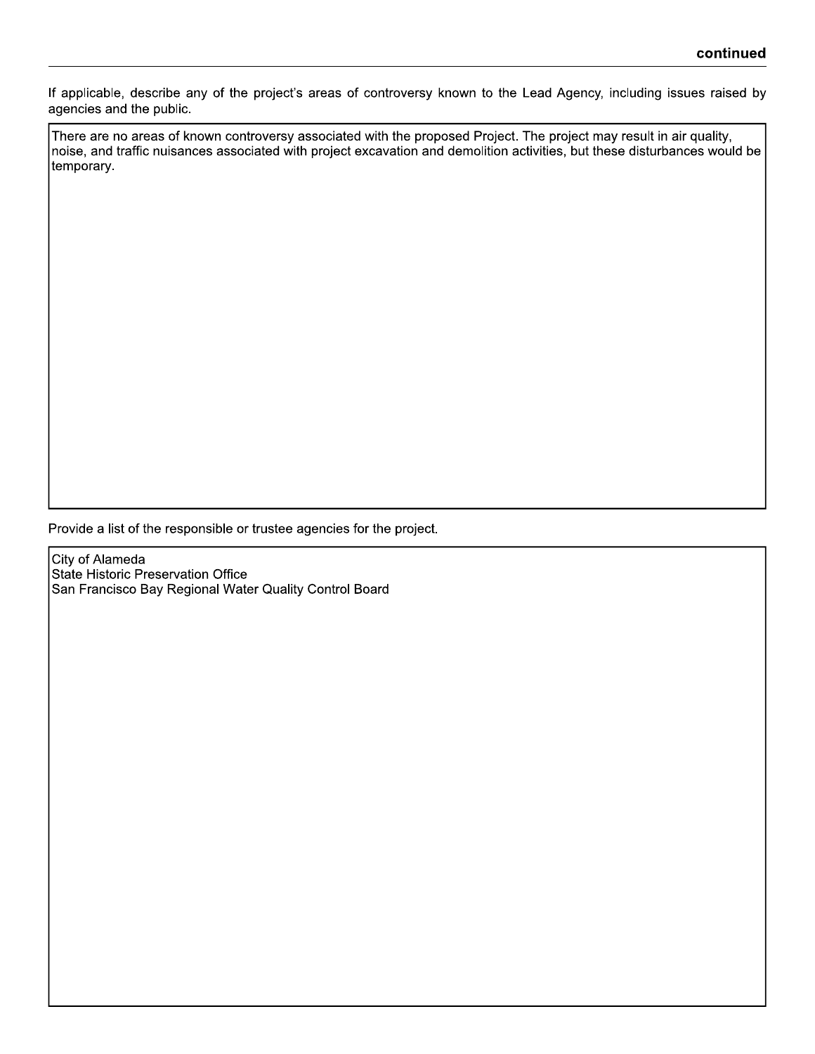**continued**

If applicable, describe any of the project's areas of controversy known to the Lead Agency, including issues raised by agencies and the public.

There are no areas of known controversy associated with the proposed Project. The project may result in air quality, noise, and traffic nuisances associated with project excavation and demolition activities, but these disturbances would be temporary.

Provide a list of the responsible or trustee agencies for the project.

City of Alameda
State Historic Preservation Office
San Francisco Bay Regional Water Quality Control Board